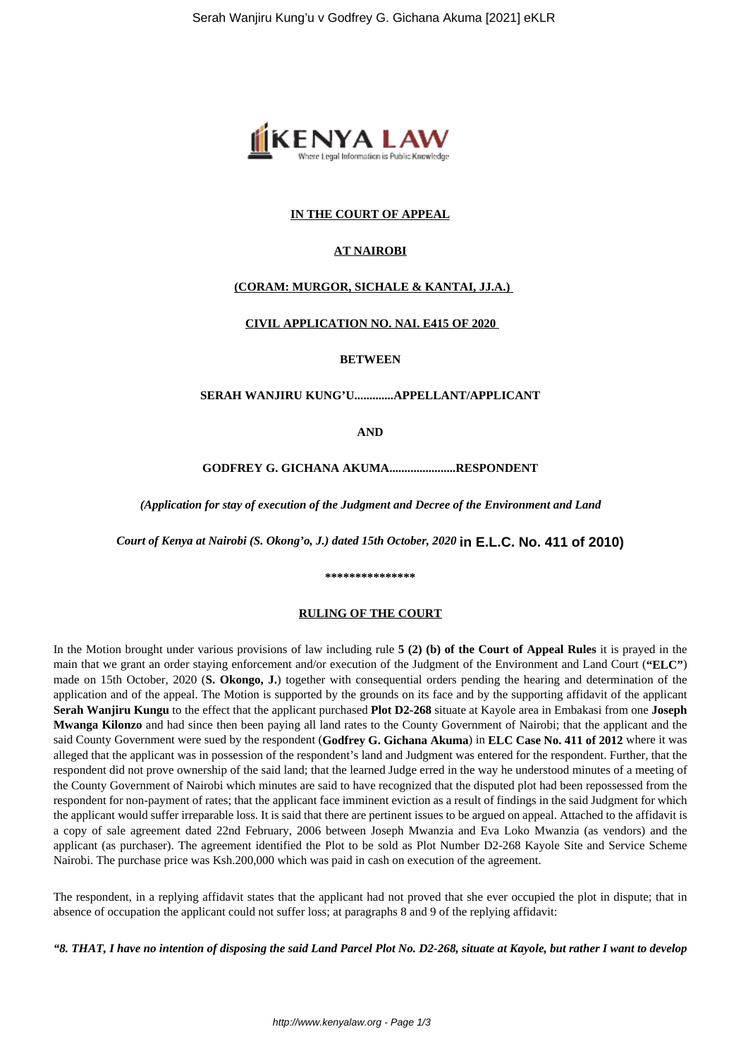**IN THE COURT OF APPEAL**

**AT NAIROBI**

**(CORAM: MURGOR, SICHALE & KANTAI, JJ.A.)**

**CIVIL APPLICATION NO. NAI. E415 OF 2020**

**BETWEEN**

**SERAH WANJIRU KUNG'U.............APPELLANT/APPLICANT**

**AND**

**GODFREY G. GICHANA AKUMA......................RESPONDENT**

*(Application for stay of execution of the Judgment and Decree of the Environment and Land Court of Kenya at Nairobi (S. Okong'o, J.) dated 15th October, 2020* **in E.L.C. No. 411 of 2010)**

\***************

**RULING OF THE COURT**

In the Motion brought under various provisions of law including rule **5 (2) (b) of the Court of Appeal Rules** it is prayed in the main that we grant an order staying enforcement and/or execution of the Judgment of the Environment and Land Court (**"ELC"**) made on 15th October, 2020 (**S. Okongo, J.**) together with consequential orders pending the hearing and determination of the application and of the appeal. The Motion is supported by the grounds on its face and by the supporting affidavit of the applicant **Serah Wanjiru Kungu** to the effect that the applicant purchased **Plot D2-268** situate at Kayole area in Embakasi from one **Joseph Mwanga Kilonzo** and had since then been paying all land rates to the County Government of Nairobi; that the applicant and the said County Government were sued by the respondent (**Godfrey G. Gichana Akuma**) in **ELC Case No. 411 of 2012** where it was alleged that the applicant was in possession of the respondent's land and Judgment was entered for the respondent. Further, that the respondent did not prove ownership of the said land; that the learned Judge erred in the way he understood minutes of a meeting of the County Government of Nairobi which minutes are said to have recognized that the disputed plot had been repossessed from the respondent for non-payment of rates; that the applicant face imminent eviction as a result of findings in the said Judgment for which the applicant would suffer irreparable loss. It is said that there are pertinent issues to be argued on appeal. Attached to the affidavit is a copy of sale agreement dated 22nd February, 2006 between Joseph Mwanzia and Eva Loko Mwanzia (as vendors) and the applicant (as purchaser). The agreement identified the Plot to be sold as Plot Number D2-268 Kayole Site and Service Scheme Nairobi. The purchase price was Ksh.200,000 which was paid in cash on execution of the agreement.

The respondent, in a replying affidavit states that the applicant had not proved that she ever occupied the plot in dispute; that in absence of occupation the applicant could not suffer loss; at paragraphs 8 and 9 of the replying affidavit:

***"8. THAT, I have no intention of disposing the said Land Parcel Plot No. D2-268, situate at Kayole, but rather I want to develop***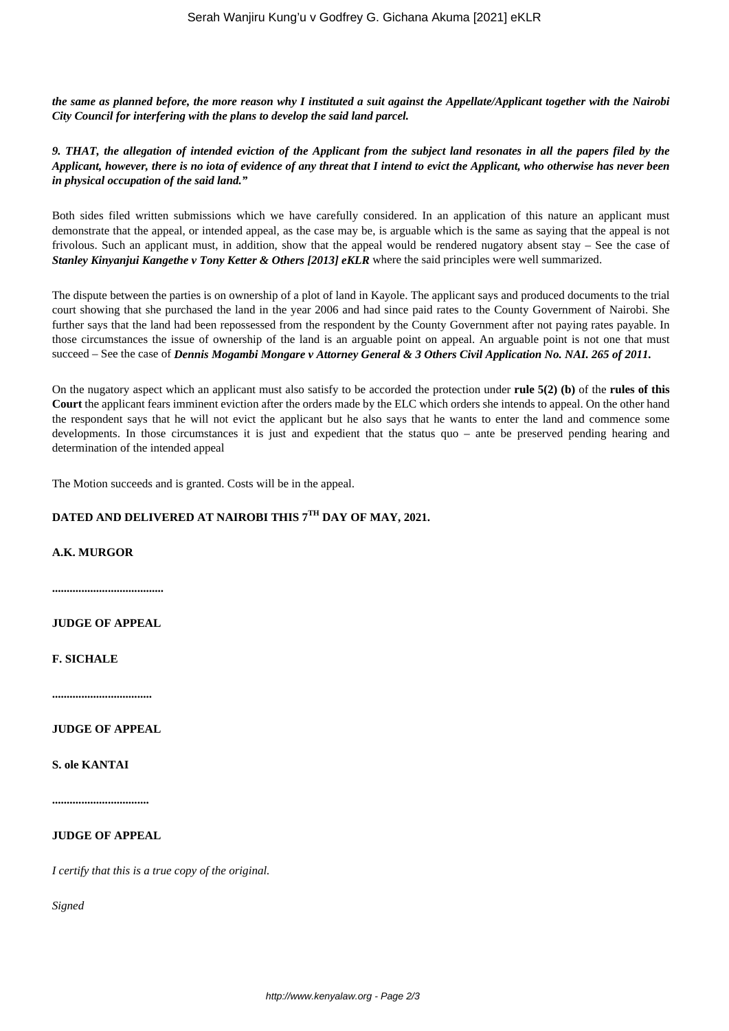***the same as planned before, the more reason why I instituted a suit against the Appellate/Applicant together with the Nairobi City Council for interfering with the plans to develop the said land parcel.***

***9. THAT, the allegation of intended eviction of the Applicant from the subject land resonates in all the papers filed by the Applicant, however, there is no iota of evidence of any threat that I intend to evict the Applicant, who otherwise has never been in physical occupation of the said land."***

Both sides filed written submissions which we have carefully considered. In an application of this nature an applicant must demonstrate that the appeal, or intended appeal, as the case may be, is arguable which is the same as saying that the appeal is not frivolous. Such an applicant must, in addition, show that the appeal would be rendered nugatory absent stay – See the case of ***Stanley Kinyanjui Kangethe v Tony Ketter & Others [2013] eKLR*** where the said principles were well summarized.

The dispute between the parties is on ownership of a plot of land in Kayole. The applicant says and produced documents to the trial court showing that she purchased the land in the year 2006 and had since paid rates to the County Government of Nairobi. She further says that the land had been repossessed from the respondent by the County Government after not paying rates payable. In those circumstances the issue of ownership of the land is an arguable point on appeal. An arguable point is not one that must succeed – See the case of ***Dennis Mogambi Mongare v Attorney General & 3 Others Civil Application No. NAI. 265 of 2011.***

On the nugatory aspect which an applicant must also satisfy to be accorded the protection under **rule 5(2) (b)** of the **rules of this Court** the applicant fears imminent eviction after the orders made by the ELC which orders she intends to appeal. On the other hand the respondent says that he will not evict the applicant but he also says that he wants to enter the land and commence some developments. In those circumstances it is just and expedient that the status quo – ante be preserved pending hearing and determination of the intended appeal

The Motion succeeds and is granted. Costs will be in the appeal.

**DATED AND DELIVERED AT NAIROBI THIS 7TH DAY OF MAY, 2021.**

**A.K. MURGOR**

**.....................................**

**JUDGE OF APPEAL**

**F. SICHALE**

**.................................**

**JUDGE OF APPEAL**

**S. ole KANTAI**

**................................**

**JUDGE OF APPEAL**

*I certify that this is a true copy of the original.*

*Signed*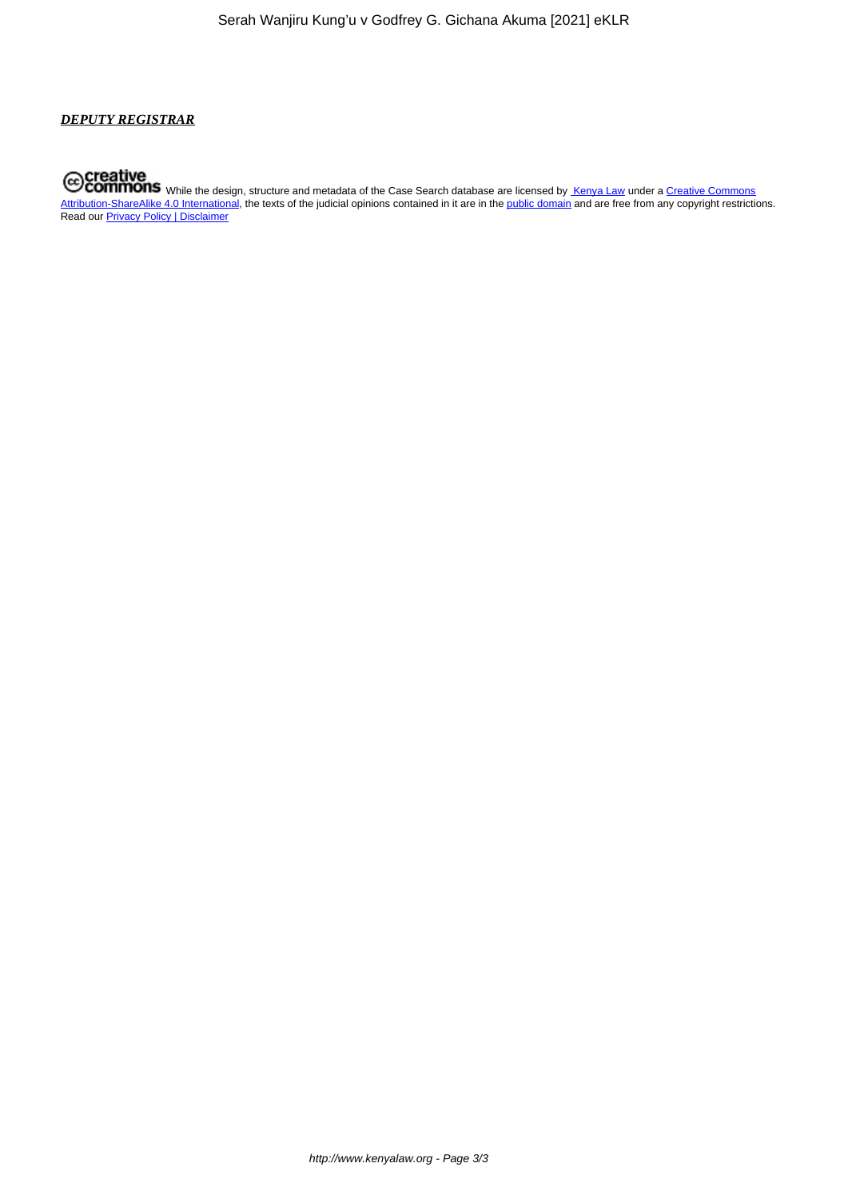***DEPUTY REGISTRAR***

While the design, structure and metadata of the Case Search database are licensed by Kenya Law under a Creative Commons Attribution-ShareAlike 4.0 International, the texts of the judicial opinions contained in it are in the public domain and are free from any copyright restrictions.
Read our Privacy Policy | Disclaimer